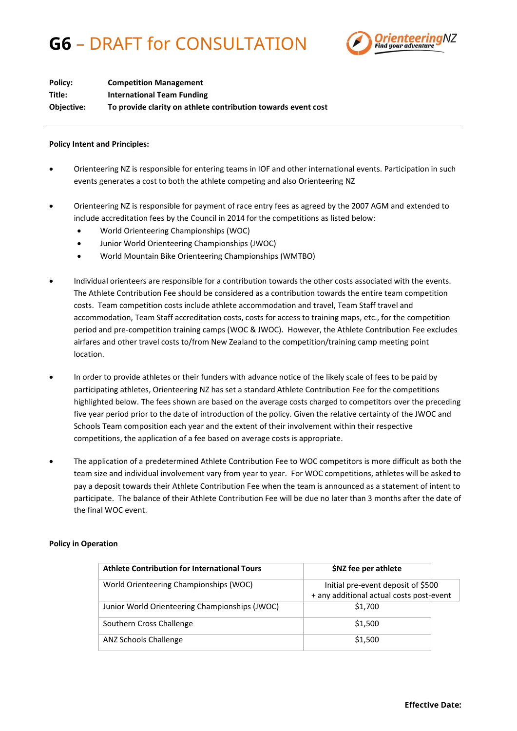# G6 – DRAFT for CONSULTATION

**Policy:** **Competition Management**
**Title:** **International Team Funding**
**Objective:** **To provide clarity on athlete contribution towards event cost**

---

**Policy Intent and Principles:**

- Orienteering NZ is responsible for entering teams in IOF and other international events. Participation in such events generates a cost to both the athlete competing and also Orienteering NZ

- Orienteering NZ is responsible for payment of race entry fees as agreed by the 2007 AGM and extended to include accreditation fees by the Council in 2014 for the competitions as listed below:
  - World Orienteering Championships (WOC)
  - Junior World Orienteering Championships (JWOC)
  - World Mountain Bike Orienteering Championships (WMTBO)

- Individual orienteers are responsible for a contribution towards the other costs associated with the events. The Athlete Contribution Fee should be considered as a contribution towards the entire team competition costs. Team competition costs include athlete accommodation and travel, Team Staff travel and accommodation, Team Staff accreditation costs, costs for access to training maps, etc., for the competition period and pre-competition training camps (WOC & JWOC). However, the Athlete Contribution Fee excludes airfares and other travel costs to/from New Zealand to the competition/training camp meeting point location.

- In order to provide athletes or their funders with advance notice of the likely scale of fees to be paid by participating athletes, Orienteering NZ has set a standard Athlete Contribution Fee for the competitions highlighted below. The fees shown are based on the average costs charged to competitors over the preceding five year period prior to the date of introduction of the policy. Given the relative certainty of the JWOC and Schools Team composition each year and the extent of their involvement within their respective competitions, the application of a fee based on average costs is appropriate.

- The application of a predetermined Athlete Contribution Fee to WOC competitors is more difficult as both the team size and individual involvement vary from year to year. For WOC competitions, athletes will be asked to pay a deposit towards their Athlete Contribution Fee when the team is announced as a statement of intent to participate. The balance of their Athlete Contribution Fee will be due no later than 3 months after the date of the final WOC event.

**Policy in Operation**

| Athlete Contribution for International Tours | $NZ fee per athlete |
|---|---|
| World Orienteering Championships (WOC) | Initial pre-event deposit of $500 + any additional actual costs post-event |
| Junior World Orienteering Championships (JWOC) | $1,700 |
| Southern Cross Challenge | $1,500 |
| ANZ Schools Challenge | $1,500 |

**Effective Date:**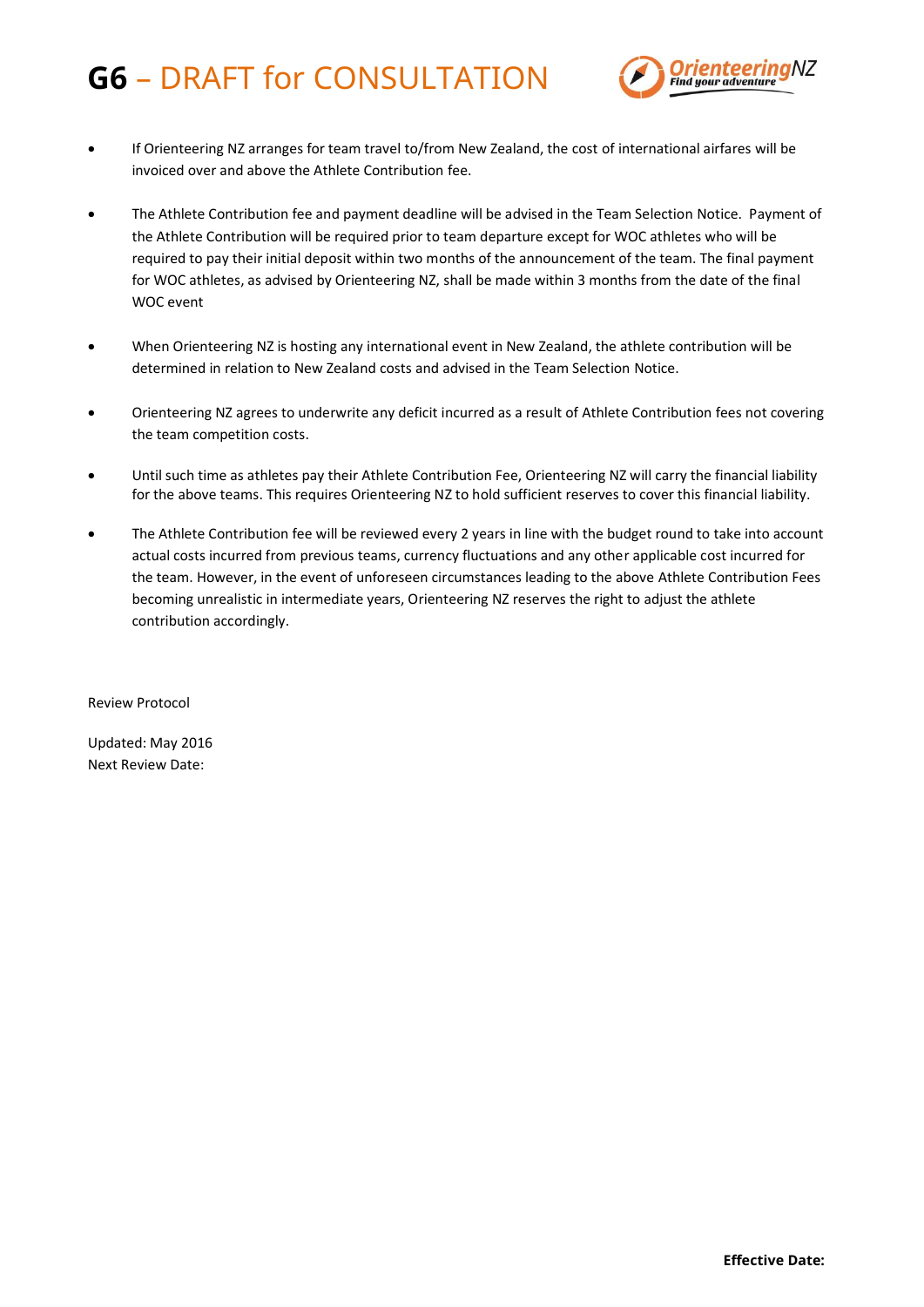- If Orienteering NZ arranges for team travel to/from New Zealand, the cost of international airfares will be invoiced over and above the Athlete Contribution fee.

- The Athlete Contribution fee and payment deadline will be advised in the Team Selection Notice. Payment of the Athlete Contribution will be required prior to team departure except for WOC athletes who will be required to pay their initial deposit within two months of the announcement of the team. The final payment for WOC athletes, as advised by Orienteering NZ, shall be made within 3 months from the date of the final WOC event

- When Orienteering NZ is hosting any international event in New Zealand, the athlete contribution will be determined in relation to New Zealand costs and advised in the Team Selection Notice.

- Orienteering NZ agrees to underwrite any deficit incurred as a result of Athlete Contribution fees not covering the team competition costs.

- Until such time as athletes pay their Athlete Contribution Fee, Orienteering NZ will carry the financial liability for the above teams. This requires Orienteering NZ to hold sufficient reserves to cover this financial liability.

- The Athlete Contribution fee will be reviewed every 2 years in line with the budget round to take into account actual costs incurred from previous teams, currency fluctuations and any other applicable cost incurred for the team. However, in the event of unforeseen circumstances leading to the above Athlete Contribution Fees becoming unrealistic in intermediate years, Orienteering NZ reserves the right to adjust the athlete contribution accordingly.

Review Protocol

Updated: May 2016
Next Review Date:

**Effective Date:**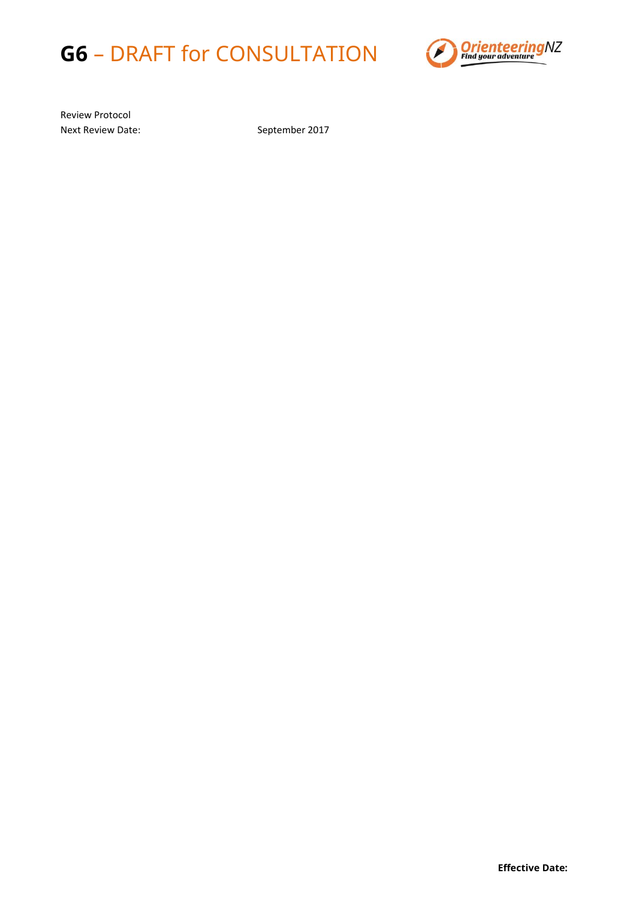# G6 – DRAFT for CONSULTATION

Review Protocol

| | |
|---|---|
| Next Review Date: | September 2017 |

**Effective Date:**